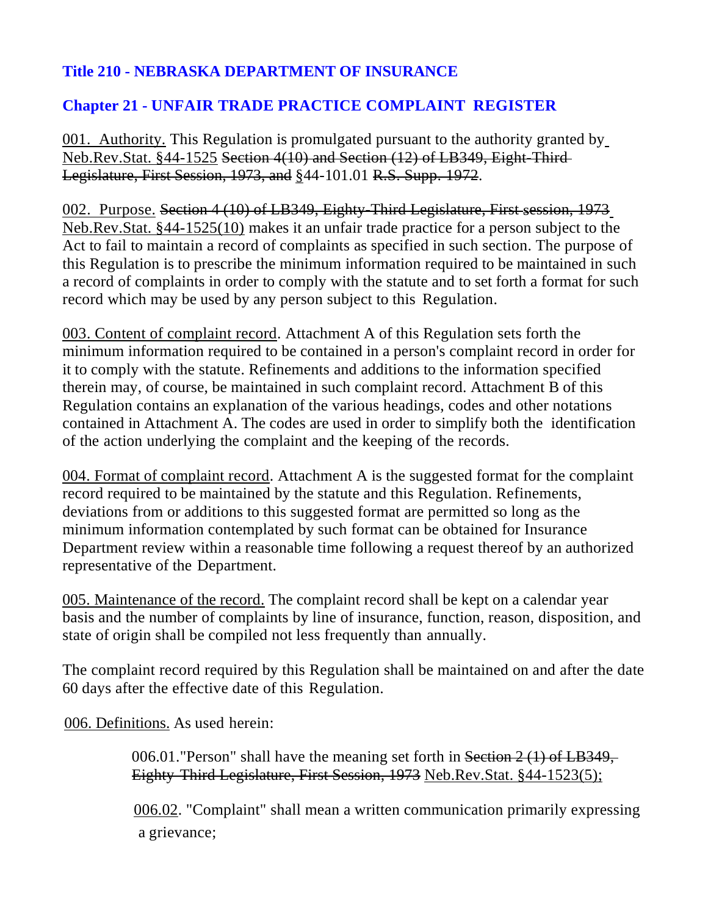## Title 210 - NEBRASKA DEPARTMENT OF INSURANCE

## Chapter 21 - UNFAIR TRADE PRACTICE COMPLAINT REGISTER

<u>001. Authority.</u> This Regulation is promulgated pursuant to the authority granted by <u>Neb.Rev.Stat. §44-1525</u> ~~Section 4(10) and Section (12) of LB349, Eight-Third Legislature, First Session, 1973, and~~ <u>§</u>44-101.01 ~~R.S. Supp. 1972~~.

<u>002. Purpose.</u> ~~Section 4 (10) of LB349, Eighty-Third Legislature, First session, 1973~~ <u>Neb.Rev.Stat. §44-1525(10)</u> makes it an unfair trade practice for a person subject to the Act to fail to maintain a record of complaints as specified in such section. The purpose of this Regulation is to prescribe the minimum information required to be maintained in such a record of complaints in order to comply with the statute and to set forth a format for such record which may be used by any person subject to this Regulation.

<u>003. Content of complaint record</u>. Attachment A of this Regulation sets forth the minimum information required to be contained in a person's complaint record in order for it to comply with the statute. Refinements and additions to the information specified therein may, of course, be maintained in such complaint record. Attachment B of this Regulation contains an explanation of the various headings, codes and other notations contained in Attachment A. The codes are used in order to simplify both the identification of the action underlying the complaint and the keeping of the records.

<u>004. Format of complaint record</u>. Attachment A is the suggested format for the complaint record required to be maintained by the statute and this Regulation. Refinements, deviations from or additions to this suggested format are permitted so long as the minimum information contemplated by such format can be obtained for Insurance Department review within a reasonable time following a request thereof by an authorized representative of the Department.

<u>005. Maintenance of the record.</u> The complaint record shall be kept on a calendar year basis and the number of complaints by line of insurance, function, reason, disposition, and state of origin shall be compiled not less frequently than annually.

The complaint record required by this Regulation shall be maintained on and after the date 60 days after the effective date of this Regulation.

<u>006. Definitions.</u> As used herein:

006.01."Person" shall have the meaning set forth in ~~Section 2 (1) of LB349, Eighty-Third Legislature, First Session, 1973~~ <u>Neb.Rev.Stat. §44-1523(5);</u>

<u>006.02</u>. "Complaint" shall mean a written communication primarily expressing a grievance;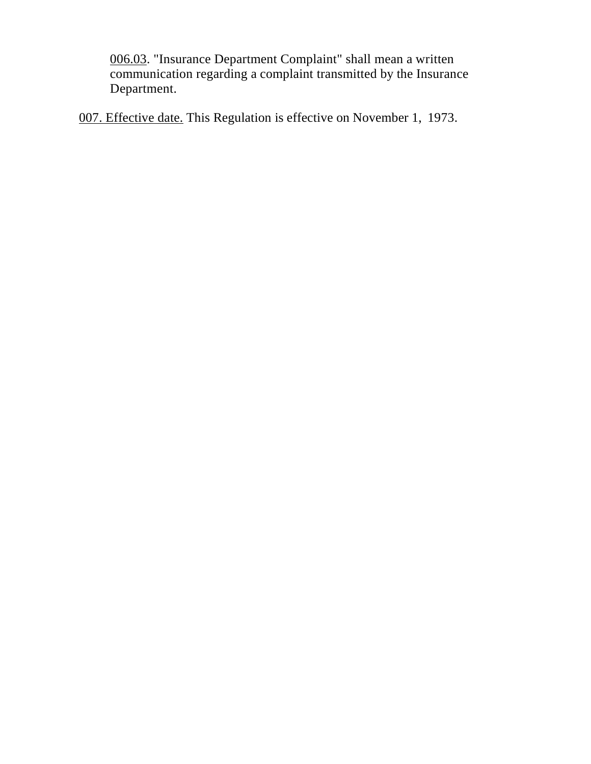<u>006.03</u>. "Insurance Department Complaint" shall mean a written communication regarding a complaint transmitted by the Insurance Department.

<u>007. Effective date.</u> This Regulation is effective on November 1, 1973.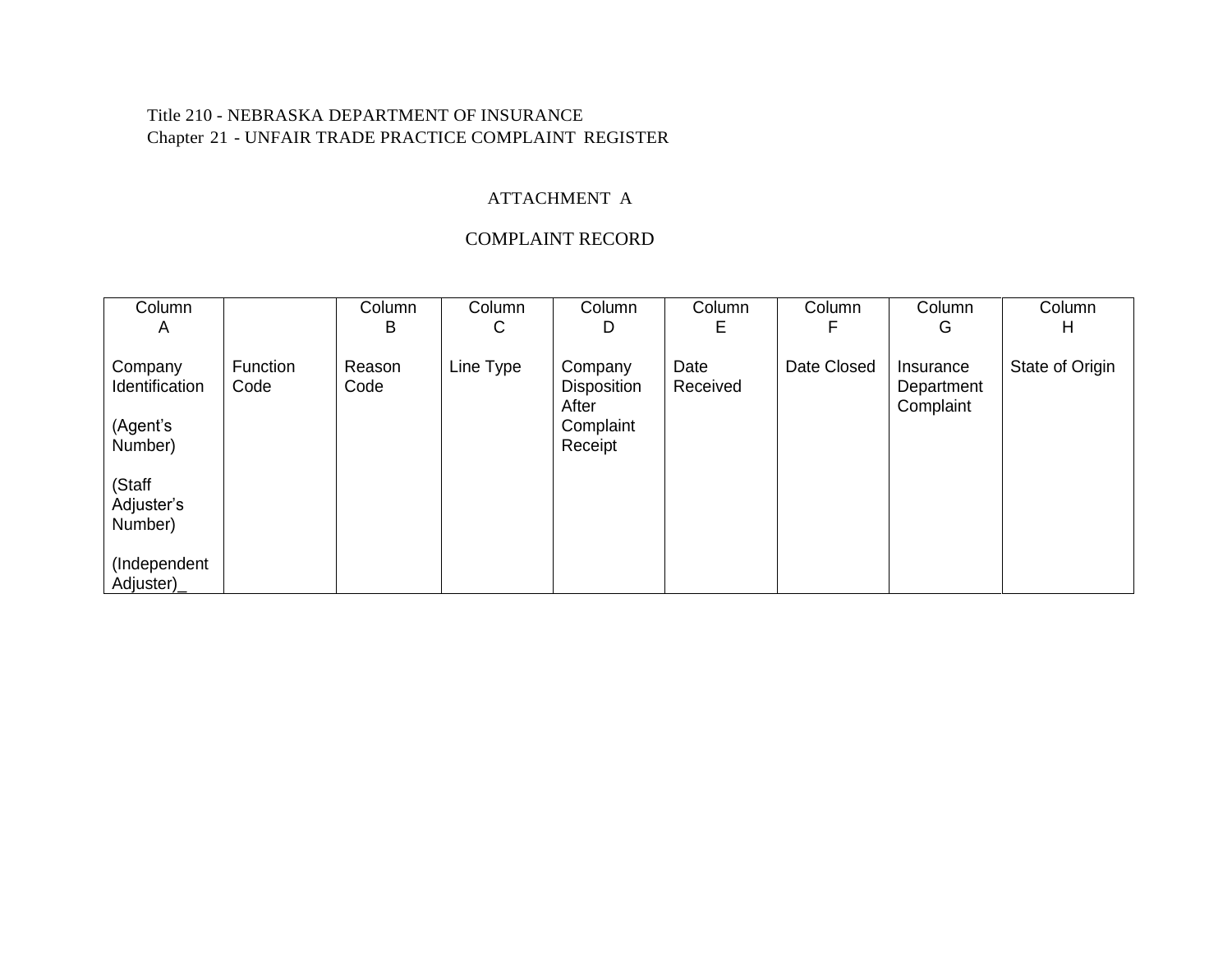Title 210 - NEBRASKA DEPARTMENT OF INSURANCE
Chapter 21 - UNFAIR TRADE PRACTICE COMPLAINT REGISTER

## ATTACHMENT A

## COMPLAINT RECORD

| Column A<br><br>Company Identification<br><br>(Agent's Number)<br><br>(Staff Adjuster's Number)<br><br>(Independent Adjuster)_ | Function Code | Column B<br><br>Reason Code | Column C<br><br>Line Type | Column D<br><br>Company Disposition After Complaint Receipt | Column E<br><br>Date Received | Column F<br><br>Date Closed | Column G<br><br>Insurance Department Complaint | Column H<br><br>State of Origin |
|---|---|---|---|---|---|---|---|---|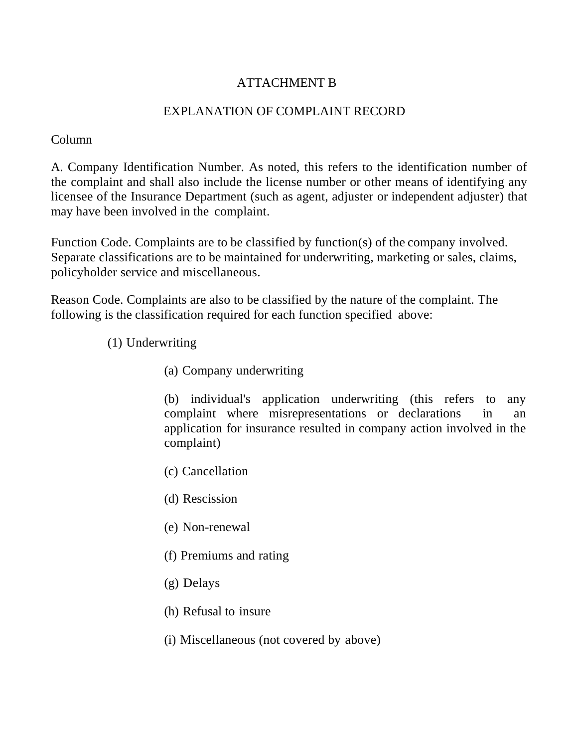ATTACHMENT B

EXPLANATION OF COMPLAINT RECORD

Column

A. Company Identification Number. As noted, this refers to the identification number of the complaint and shall also include the license number or other means of identifying any licensee of the Insurance Department (such as agent, adjuster or independent adjuster) that may have been involved in the complaint.

Function Code. Complaints are to be classified by function(s) of the company involved. Separate classifications are to be maintained for underwriting, marketing or sales, claims, policyholder service and miscellaneous.

Reason Code. Complaints are also to be classified by the nature of the complaint. The following is the classification required for each function specified above:

(1) Underwriting

(a) Company underwriting

(b) individual's application underwriting (this refers to any complaint where misrepresentations or declarations in an application for insurance resulted in company action involved in the complaint)

(c) Cancellation

(d) Rescission

(e) Non-renewal

(f) Premiums and rating

(g) Delays

(h) Refusal to insure

(i) Miscellaneous (not covered by above)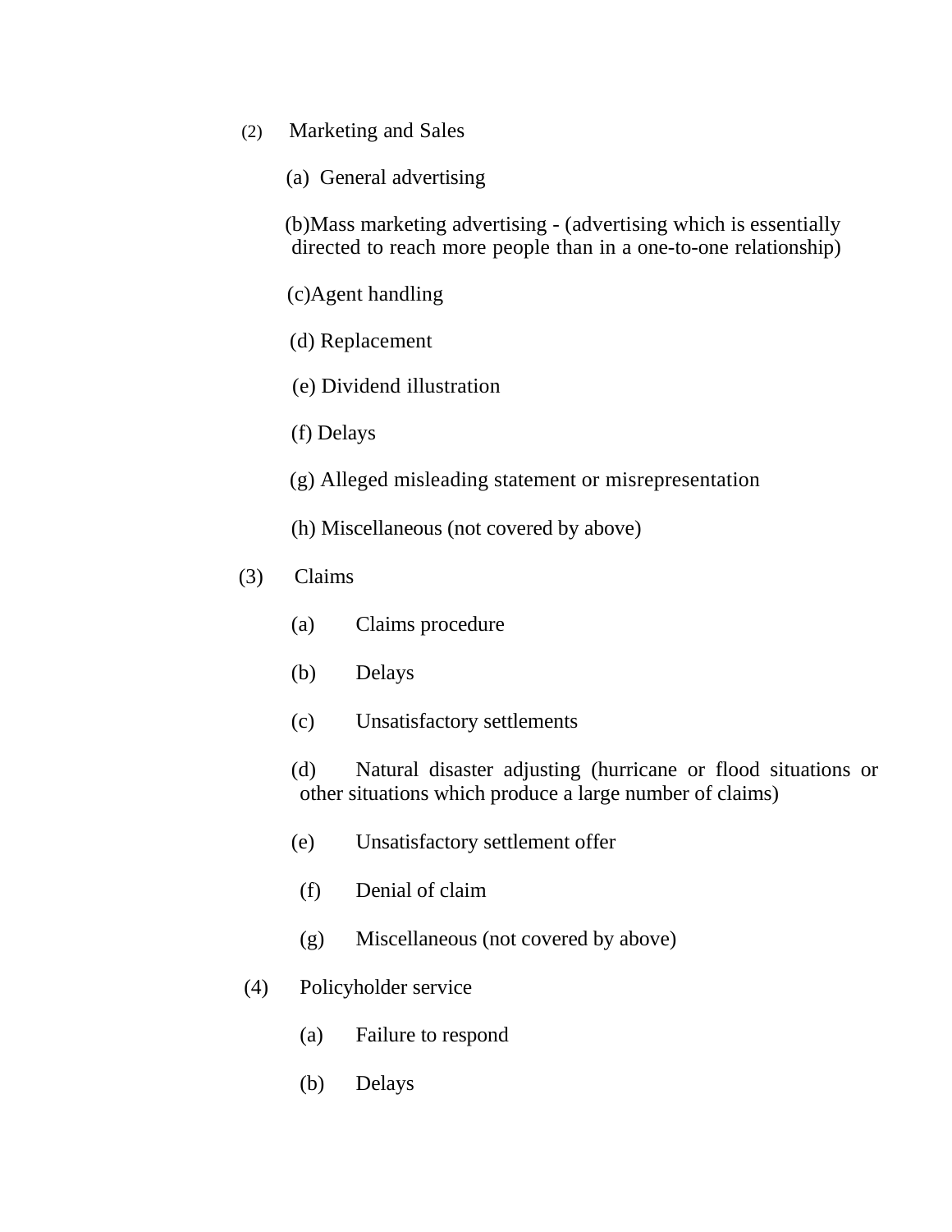(2) Marketing and Sales

(a) General advertising

(b)Mass marketing advertising - (advertising which is essentially directed to reach more people than in a one-to-one relationship)

(c)Agent handling

(d) Replacement

(e) Dividend illustration

(f) Delays

(g) Alleged misleading statement or misrepresentation

(h) Miscellaneous (not covered by above)

(3) Claims

(a) Claims procedure

(b) Delays

(c) Unsatisfactory settlements

(d) Natural disaster adjusting (hurricane or flood situations or other situations which produce a large number of claims)

(e) Unsatisfactory settlement offer

(f) Denial of claim

(g) Miscellaneous (not covered by above)

(4) Policyholder service

(a) Failure to respond

(b) Delays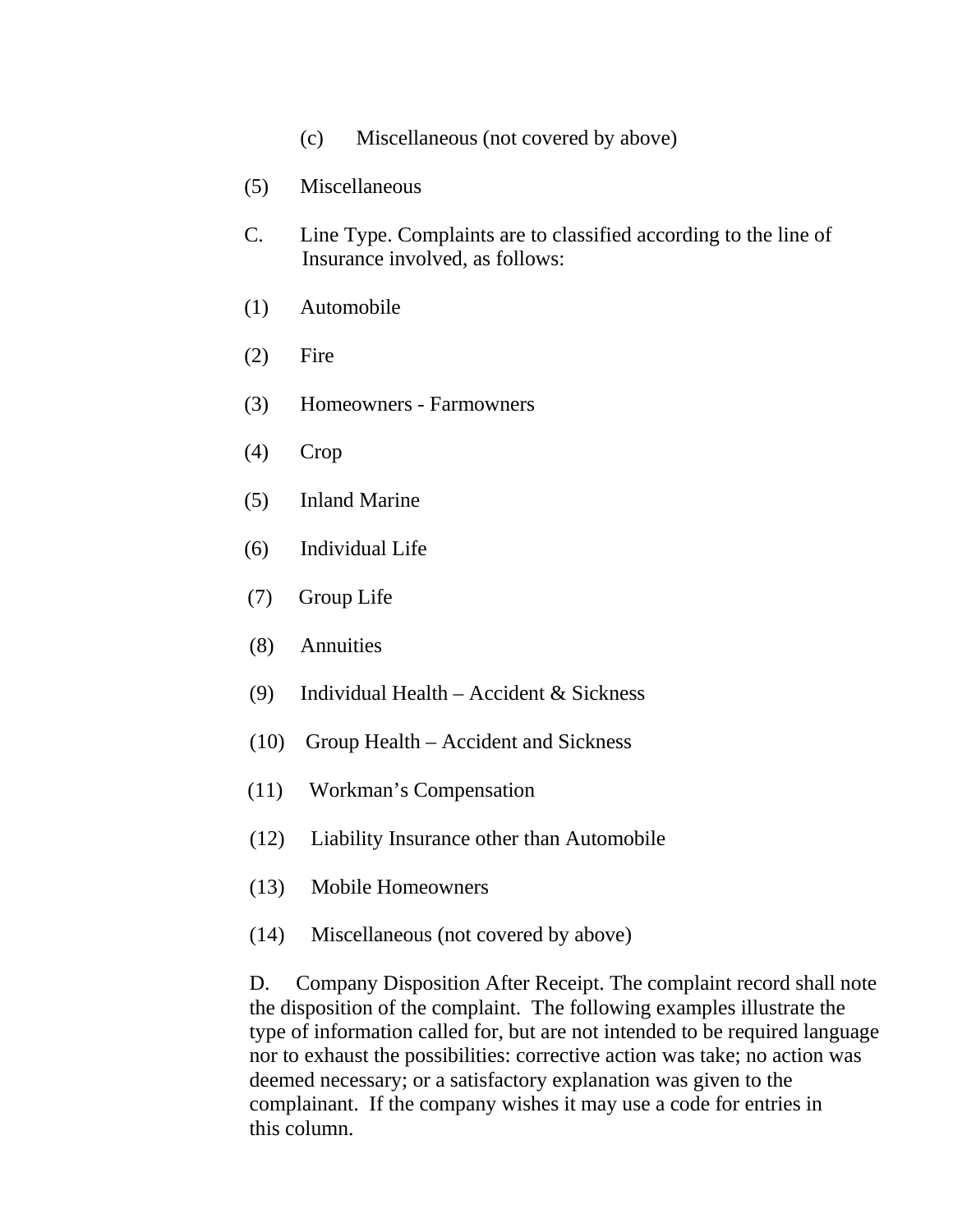(c) Miscellaneous (not covered by above)

(5) Miscellaneous

C. Line Type. Complaints are to classified according to the line of Insurance involved, as follows:

(1) Automobile

(2) Fire

(3) Homeowners - Farmowners

(4) Crop

(5) Inland Marine

(6) Individual Life

(7) Group Life

(8) Annuities

(9) Individual Health – Accident & Sickness

(10) Group Health – Accident and Sickness

(11) Workman's Compensation

(12) Liability Insurance other than Automobile

(13) Mobile Homeowners

(14) Miscellaneous (not covered by above)

D. Company Disposition After Receipt. The complaint record shall note the disposition of the complaint. The following examples illustrate the type of information called for, but are not intended to be required language nor to exhaust the possibilities: corrective action was take; no action was deemed necessary; or a satisfactory explanation was given to the complainant. If the company wishes it may use a code for entries in this column.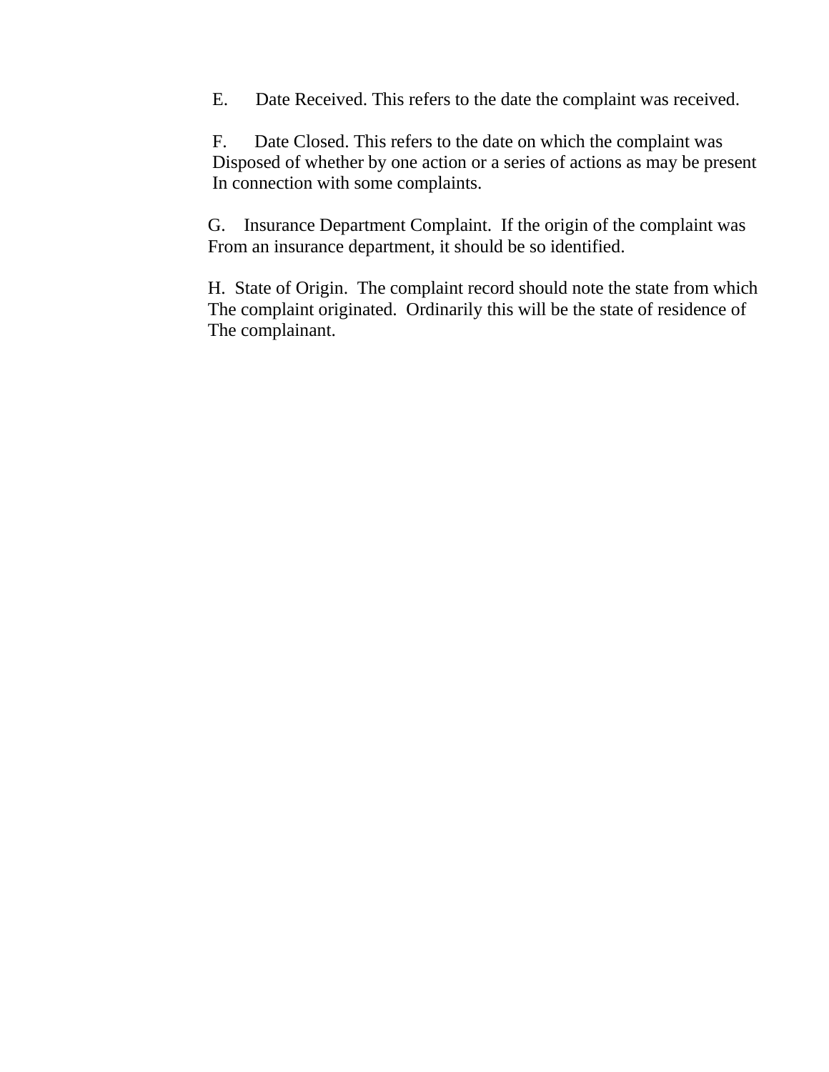E. Date Received. This refers to the date the complaint was received.

F. Date Closed. This refers to the date on which the complaint was Disposed of whether by one action or a series of actions as may be present In connection with some complaints.

G. Insurance Department Complaint. If the origin of the complaint was From an insurance department, it should be so identified.

H. State of Origin. The complaint record should note the state from which The complaint originated. Ordinarily this will be the state of residence of The complainant.